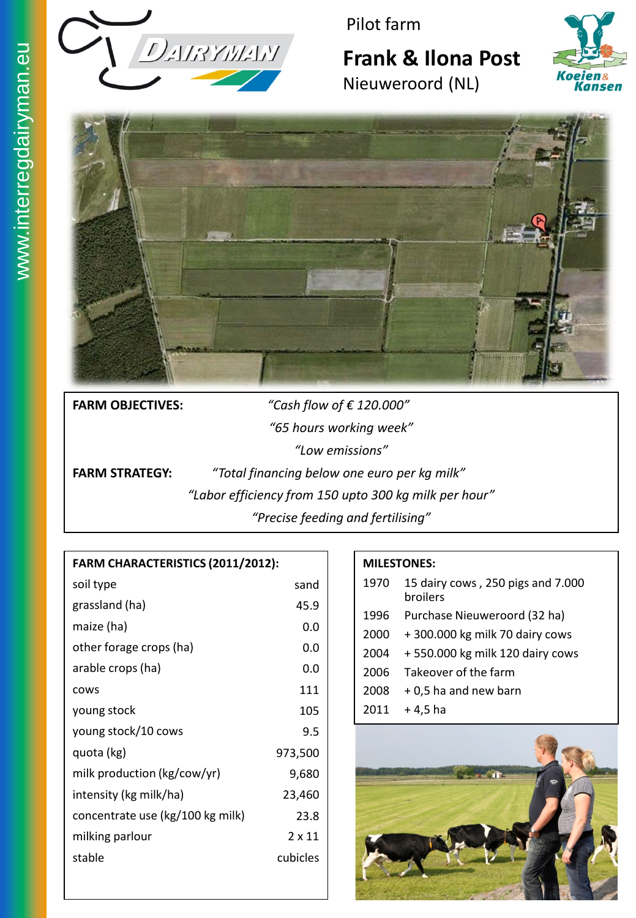Pilot farm

# Frank & Ilona Post

Nieuweroord (NL)

**FARM OBJECTIVES:** *"Cash flow of € 120.000"*

*"65 hours working week"*

*"Low emissions"*

**FARM STRATEGY:** *"Total financing below one euro per kg milk"*

*"Labor efficiency from 150 upto 300 kg milk per hour"*

*"Precise feeding and fertilising"*

| FARM CHARACTERISTICS (2011/2012): | |
|---|---|
| soil type | sand |
| grassland (ha) | 45.9 |
| maize (ha) | 0.0 |
| other forage crops (ha) | 0.0 |
| arable crops (ha) | 0.0 |
| cows | 111 |
| young stock | 105 |
| young stock/10 cows | 9.5 |
| quota (kg) | 973,500 |
| milk production (kg/cow/yr) | 9,680 |
| intensity (kg milk/ha) | 23,460 |
| concentrate use (kg/100 kg milk) | 23.8 |
| milking parlour | 2 x 11 |
| stable | cubicles |

| MILESTONES: | |
|---|---|
| 1970 | 15 dairy cows , 250 pigs and 7.000 broilers |
| 1996 | Purchase Nieuweroord (32 ha) |
| 2000 | + 300.000 kg milk 70 dairy cows |
| 2004 | + 550.000 kg milk 120 dairy cows |
| 2006 | Takeover of the farm |
| 2008 | + 0,5 ha and new barn |
| 2011 | + 4,5 ha |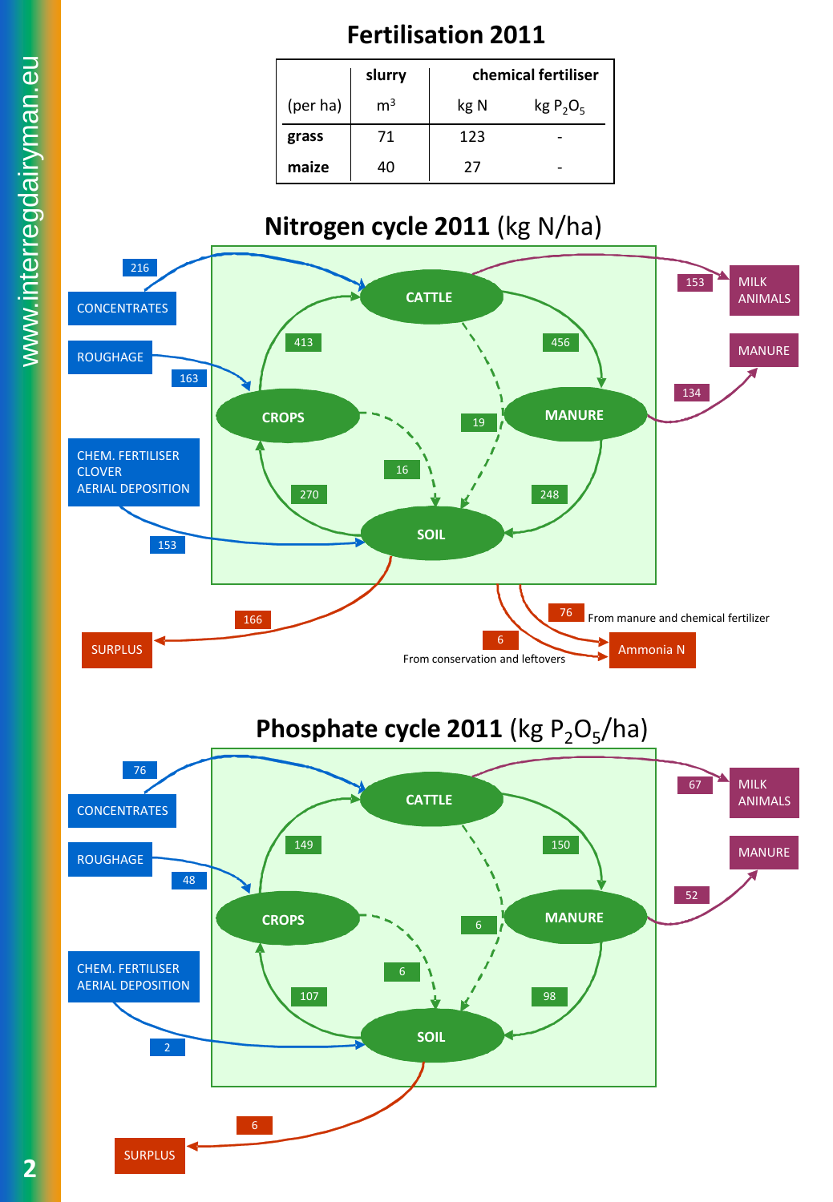# Fertilisation 2011

| (per ha) | slurry $m^3$ | chemical fertiliser kg N | chemical fertiliser kg $P_2O_5$ |
|---|---|---|---|
| **grass** | 71 | 123 | - |
| **maize** | 40 | 27 | - |

## Nitrogen cycle 2011 (kg N/ha)

- CONCENTRATES → CATTLE: 216
- ROUGHAGE → CROPS: 163
- CHEM. FERTILISER, CLOVER, AERIAL DEPOSITION → SOIL: 153
- CROPS → CATTLE: 413
- CATTLE → MANURE: 456
- CATTLE → SOIL: 19
- CROPS → SOIL: 16
- SOIL → CROPS: 270
- MANURE → SOIL: 248
- CATTLE → MILK, ANIMALS: 153
- MANURE → MANURE (export): 134
- SOIL → SURPLUS: 166
- Ammonia N: 76 (From manure and chemical fertilizer); 6 (From conservation and leftovers)

## Phosphate cycle 2011 (kg $P_2O_5$/ha)

- CONCENTRATES → CATTLE: 76
- ROUGHAGE → CROPS: 48
- CHEM. FERTILISER, AERIAL DEPOSITION → SOIL: 2
- CROPS → CATTLE: 149
- CATTLE → MANURE: 150
- CATTLE → SOIL: 6
- CROPS → SOIL: 6
- SOIL → CROPS: 107
- MANURE → SOIL: 98
- CATTLE → MILK, ANIMALS: 67
- MANURE → MANURE (export): 52
- SOIL → SURPLUS: 6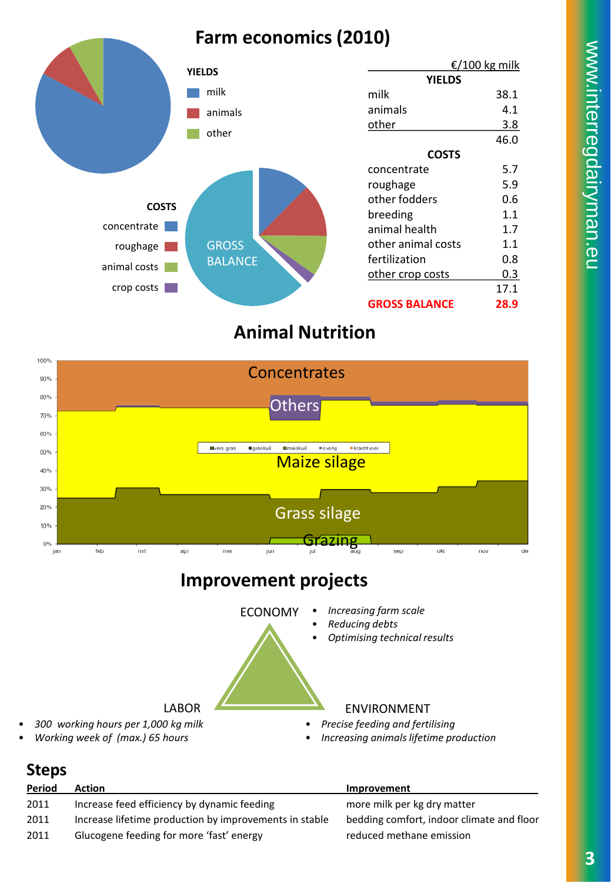## Farm economics (2010)

**YIELDS**

- milk
- animals
- other

**COSTS**

- concentrate
- roughage
- animal costs
- crop costs

GROSS BALANCE

| | €/100 kg milk |
|---|---|
| **YIELDS** | |
| milk | 38.1 |
| animals | 4.1 |
| other | 3.8 |
| | 46.0 |
| **COSTS** | |
| concentrate | 5.7 |
| roughage | 5.9 |
| other fodders | 0.6 |
| breeding | 1.1 |
| animal health | 1.7 |
| other animal costs | 1.1 |
| fertilization | 0.8 |
| other crop costs | 0.3 |
| | 17.1 |
| **GROSS BALANCE** | **28.9** |

## Animal Nutrition

Concentrates

Others

Maize silage

Grass silage

Grazing

vers gras, graskuil, maiskuil, overig, krachtvoer

jan, feb, mrt, apr, mei, jun, jul, aug, sep, okt, nov, dec

## Improvement projects

ECONOMY

- *Increasing farm scale*
- *Reducing debts*
- *Optimising technical results*

LABOR

- *300 working hours per 1,000 kg milk*
- *Working week of (max.) 65 hours*

ENVIRONMENT

- *Precise feeding and fertilising*
- *Increasing animals lifetime production*

## Steps

| Period | Action | Improvement |
|---|---|---|
| 2011 | Increase feed efficiency by dynamic feeding | more milk per kg dry matter |
| 2011 | Increase lifetime production by improvements in stable | bedding comfort, indoor climate and floor |
| 2011 | Glucogene feeding for more 'fast' energy | reduced methane emission |

www.interregdairyman.eu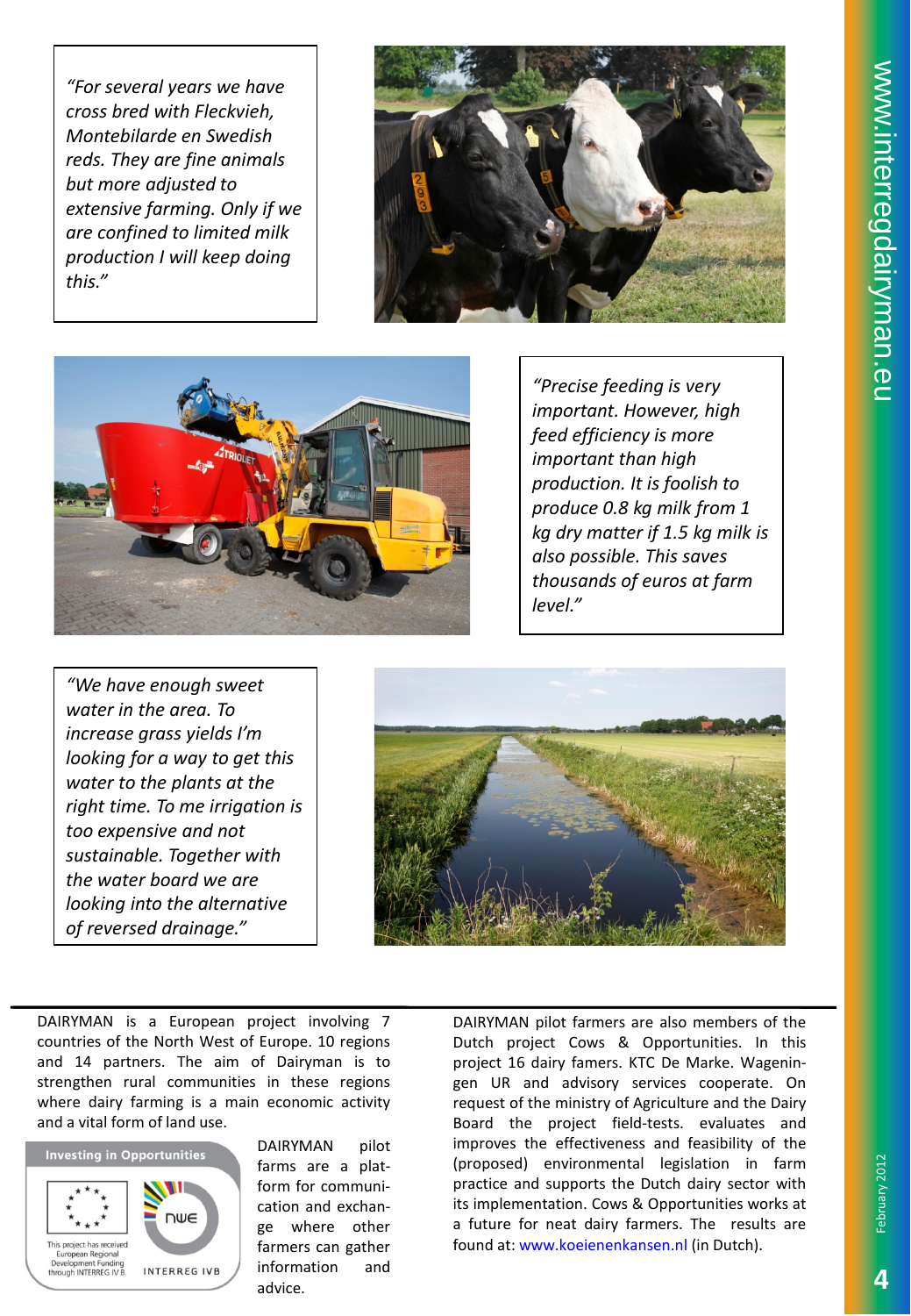*"For several years we have cross bred with Fleckvieh, Montebilarde en Swedish reds. They are fine animals but more adjusted to extensive farming. Only if we are confined to limited milk production I will keep doing this."*

*"Precise feeding is very important. However, high feed efficiency is more important than high production. It is foolish to produce 0.8 kg milk from 1 kg dry matter if 1.5 kg milk is also possible. This saves thousands of euros at farm level."*

*"We have enough sweet water in the area. To increase grass yields I'm looking for a way to get this water to the plants at the right time. To me irrigation is too expensive and not sustainable. Together with the water board we are looking into the alternative of reversed drainage."*

DAIRYMAN is a European project involving 7 countries of the North West of Europe. 10 regions and 14 partners. The aim of Dairyman is to strengthen rural communities in these regions where dairy farming is a main economic activity and a vital form of land use.

Investing in Opportunities

This project has received European Regional Development Funding through INTERREG IV B.

nwe

INTERREG IVB

DAIRYMAN pilot farms are a platform for communication and exchange where other farmers can gather information and advice.

DAIRYMAN pilot farmers are also members of the Dutch project Cows & Opportunities. In this project 16 dairy famers. KTC De Marke. Wageningen UR and advisory services cooperate. On request of the ministry of Agriculture and the Dairy Board the project field-tests. evaluates and improves the effectiveness and feasibility of the (proposed) environmental legislation in farm practice and supports the Dutch dairy sector with its implementation. Cows & Opportunities works at a future for neat dairy farmers. The results are found at: www.koeienenkansen.nl (in Dutch).

www.interregdairyman.eu

February 2012